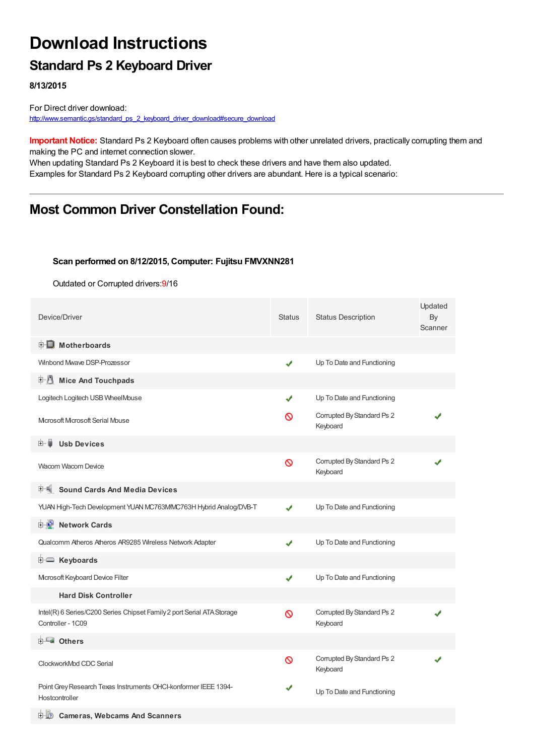# Download Instructions

## Standard Ps 2 Keyboard Driver

**8/13/2015**

For Direct driver download:
http://www.semantic.gs/standard_ps_2_keyboard_driver_download#secure_download

**Important Notice:** Standard Ps 2 Keyboard often causes problems with other unrelated drivers, practically corrupting them and making the PC and internet connection slower.
When updating Standard Ps 2 Keyboard it is best to check these drivers and have them also updated.
Examples for Standard Ps 2 Keyboard corrupting other drivers are abundant. Here is a typical scenario:

---

## Most Common Driver Constellation Found:

**Scan performed on 8/12/2015, Computer: Fujitsu FMVXNN281**

Outdated or Corrupted drivers:9/16

| Device/Driver | Status | Status Description | Updated By Scanner |
|---|---|---|---|
| **Motherboards** | | | |
| Winbond Mwave DSP-Prozessor | ✔ | Up To Date and Functioning | |
| **Mice And Touchpads** | | | |
| Logitech Logitech USB WheelMouse | ✔ | Up To Date and Functioning | |
| Microsoft Microsoft Serial Mouse | 🚫 | Corrupted By Standard Ps 2 Keyboard | ✔ |
| **Usb Devices** | | | |
| Wacom Wacom Device | 🚫 | Corrupted By Standard Ps 2 Keyboard | ✔ |
| **Sound Cards And Media Devices** | | | |
| YUAN High-Tech Development YUAN MC763M/MC763H Hybrid Analog/DVB-T | ✔ | Up To Date and Functioning | |
| **Network Cards** | | | |
| Qualcomm Atheros Atheros AR9285 Wireless Network Adapter | ✔ | Up To Date and Functioning | |
| **Keyboards** | | | |
| Microsoft Keyboard Device Filter | ✔ | Up To Date and Functioning | |
| **Hard Disk Controller** | | | |
| Intel(R) 6 Series/C200 Series Chipset Family 2 port Serial ATA Storage Controller - 1C09 | 🚫 | Corrupted By Standard Ps 2 Keyboard | ✔ |
| **Others** | | | |
| ClockworkMod CDC Serial | 🚫 | Corrupted By Standard Ps 2 Keyboard | ✔ |
| Point Grey Research Texas Instruments OHCI-konformer IEEE 1394-Hostcontroller | ✔ | Up To Date and Functioning | |
| **Cameras, Webcams And Scanners** | | | |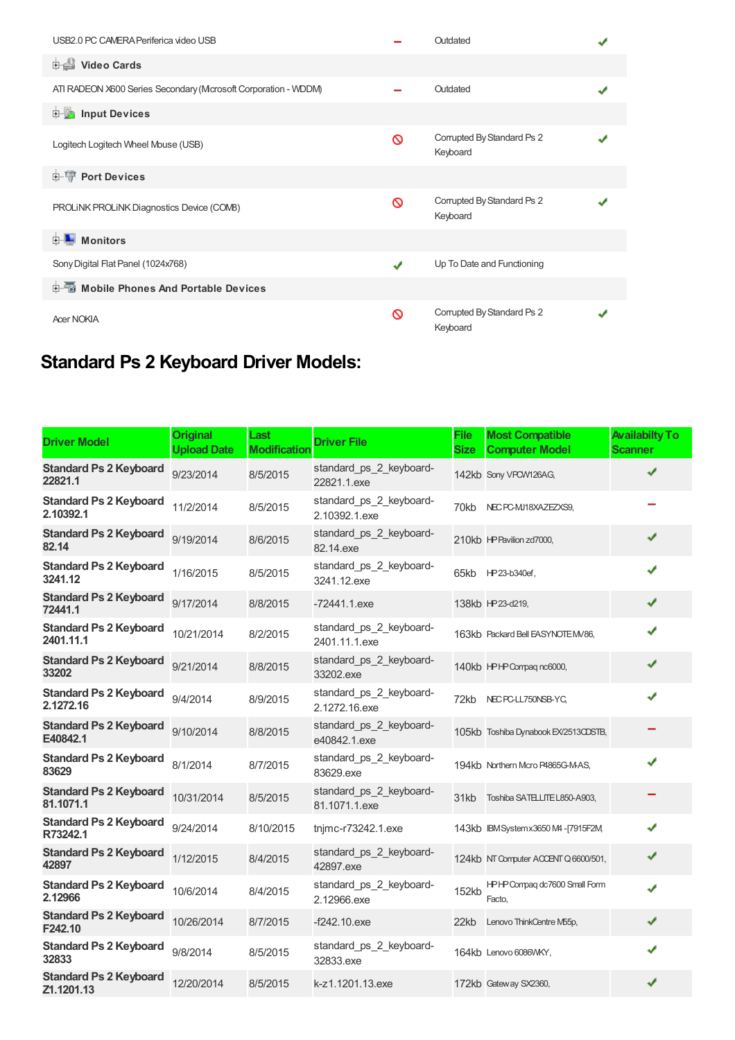| | | | |
|---|---|---|---|
| USB2.0 PC CAMERA Periferica video USB | – | Outdated | ✔ |
| **Video Cards** | | | |
| ATI RADEON X600 Series Secondary (Microsoft Corporation - WDDM) | – | Outdated | ✔ |
| **Input Devices** | | | |
| Logitech Logitech Wheel Mouse (USB) | ⊘ | Corrupted By Standard Ps 2 Keyboard | ✔ |
| **Port Devices** | | | |
| PROLiNK PROLiNK Diagnostics Device (COM8) | ⊘ | Corrupted By Standard Ps 2 Keyboard | ✔ |
| **Monitors** | | | |
| Sony Digital Flat Panel (1024x768) | ✔ | Up To Date and Functioning | |
| **Mobile Phones And Portable Devices** | | | |
| Acer NOKIA | ⊘ | Corrupted By Standard Ps 2 Keyboard | ✔ |

## Standard Ps 2 Keyboard Driver Models:

| Driver Model | Original Upload Date | Last Modification | Driver File | File Size | Most Compatible Computer Model | Availabilty To Scanner |
|---|---|---|---|---|---|---|
| **Standard Ps 2 Keyboard 22821.1** | 9/23/2014 | 8/5/2015 | standard_ps_2_keyboard-22821.1.exe | 142kb | Sony VPCW126AG, | ✔ |
| **Standard Ps 2 Keyboard 2.10392.1** | 11/2/2014 | 8/5/2015 | standard_ps_2_keyboard-2.10392.1.exe | 70kb | NEC PC-MJ18XAZEZXS9, | – |
| **Standard Ps 2 Keyboard 82.14** | 9/19/2014 | 8/6/2015 | standard_ps_2_keyboard-82.14.exe | 210kb | HP Pavilion zd7000, | ✔ |
| **Standard Ps 2 Keyboard 3241.12** | 1/16/2015 | 8/5/2015 | standard_ps_2_keyboard-3241.12.exe | 65kb | HP 23-b340ef, | ✔ |
| **Standard Ps 2 Keyboard 72441.1** | 9/17/2014 | 8/8/2015 | -72441.1.exe | 138kb | HP 23-d219, | ✔ |
| **Standard Ps 2 Keyboard 2401.11.1** | 10/21/2014 | 8/2/2015 | standard_ps_2_keyboard-2401.11.1.exe | 163kb | Packard Bell EASYNOTE MV86, | ✔ |
| **Standard Ps 2 Keyboard 33202** | 9/21/2014 | 8/8/2015 | standard_ps_2_keyboard-33202.exe | 140kb | HP HP Compaq nc6000, | ✔ |
| **Standard Ps 2 Keyboard 2.1272.16** | 9/4/2014 | 8/9/2015 | standard_ps_2_keyboard-2.1272.16.exe | 72kb | NEC PC-LL750NSB-YC, | ✔ |
| **Standard Ps 2 Keyboard E40842.1** | 9/10/2014 | 8/8/2015 | standard_ps_2_keyboard-e40842.1.exe | 105kb | Toshiba Dynabook EX/2513CDSTB, | – |
| **Standard Ps 2 Keyboard 83629** | 8/1/2014 | 8/7/2015 | standard_ps_2_keyboard-83629.exe | 194kb | Northern Micro P4865G-M-AS, | ✔ |
| **Standard Ps 2 Keyboard 81.1071.1** | 10/31/2014 | 8/5/2015 | standard_ps_2_keyboard-81.1071.1.exe | 31kb | Toshiba SATELLITE L850-A903, | – |
| **Standard Ps 2 Keyboard R73242.1** | 9/24/2014 | 8/10/2015 | tnjmc-r73242.1.exe | 143kb | IBM System x3650 M4 -[7915F2M, | ✔ |
| **Standard Ps 2 Keyboard 42897** | 1/12/2015 | 8/4/2015 | standard_ps_2_keyboard-42897.exe | 124kb | NT Computer ACCENT Q 6600/501, | ✔ |
| **Standard Ps 2 Keyboard 2.12966** | 10/6/2014 | 8/4/2015 | standard_ps_2_keyboard-2.12966.exe | 152kb | HP HP Compaq dc7600 Small Form Facto, | ✔ |
| **Standard Ps 2 Keyboard F242.10** | 10/26/2014 | 8/7/2015 | -f242.10.exe | 22kb | Lenovo ThinkCentre M55p, | ✔ |
| **Standard Ps 2 Keyboard 32833** | 9/8/2014 | 8/5/2015 | standard_ps_2_keyboard-32833.exe | 164kb | Lenovo 6086WKY, | ✔ |
| **Standard Ps 2 Keyboard Z1.1201.13** | 12/20/2014 | 8/5/2015 | k-z1.1201.13.exe | 172kb | Gateway SX2360, | ✔ |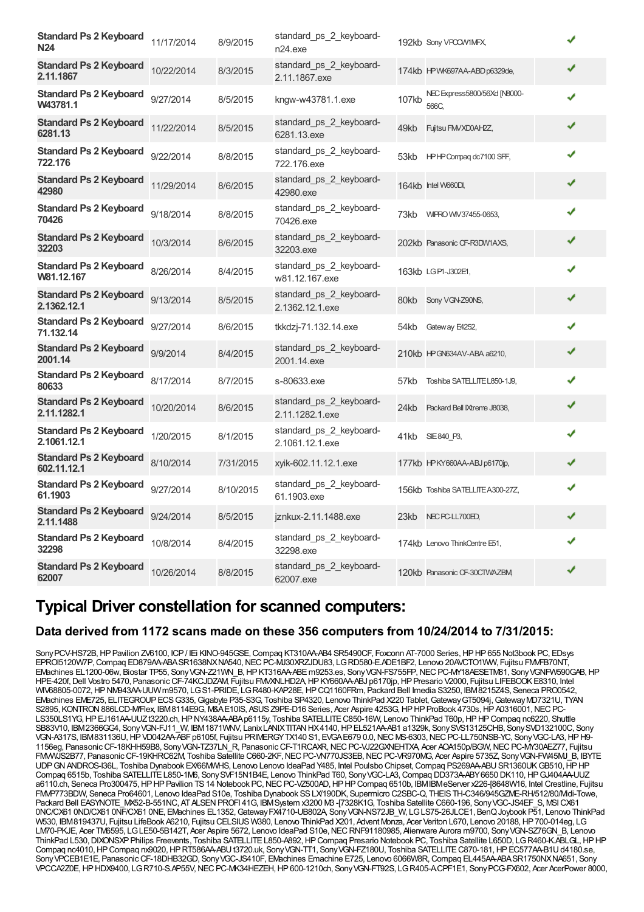| | | | | | | |
|---|---|---|---|---|---|---|
| **Standard Ps 2 Keyboard N24** | 11/17/2014 | 8/9/2015 | standard_ps_2_keyboard-n24.exe | 192kb | Sony VPCCW1MFX, | ✔ |
| **Standard Ps 2 Keyboard 2.11.1867** | 10/22/2014 | 8/3/2015 | standard_ps_2_keyboard-2.11.1867.exe | 174kb | HP WK697AA-ABD p6329de, | ✔ |
| **Standard Ps 2 Keyboard W43781.1** | 9/27/2014 | 8/5/2015 | kngw-w43781.1.exe | 107kb | NEC Express5800/56Xd [N8000-566C, | ✔ |
| **Standard Ps 2 Keyboard 6281.13** | 11/22/2014 | 8/5/2015 | standard_ps_2_keyboard-6281.13.exe | 49kb | Fujitsu FMVXD0AH2Z, | ✔ |
| **Standard Ps 2 Keyboard 722.176** | 9/22/2014 | 8/8/2015 | standard_ps_2_keyboard-722.176.exe | 53kb | HP HP Compaq dc7100 SFF, | ✔ |
| **Standard Ps 2 Keyboard 42980** | 11/29/2014 | 8/6/2015 | standard_ps_2_keyboard-42980.exe | 164kb | Intel W660DI, | ✔ |
| **Standard Ps 2 Keyboard 70426** | 9/18/2014 | 8/8/2015 | standard_ps_2_keyboard-70426.exe | 73kb | WIPRO WIV37455-0653, | ✔ |
| **Standard Ps 2 Keyboard 32203** | 10/3/2014 | 8/6/2015 | standard_ps_2_keyboard-32203.exe | 202kb | Panasonic CF-R3DW1AXS, | ✔ |
| **Standard Ps 2 Keyboard W81.12.167** | 8/26/2014 | 8/4/2015 | standard_ps_2_keyboard-w81.12.167.exe | 163kb | LG P1-J302E1, | ✔ |
| **Standard Ps 2 Keyboard 2.1362.12.1** | 9/13/2014 | 8/5/2015 | standard_ps_2_keyboard-2.1362.12.1.exe | 80kb | Sony VGN-Z90NS, | ✔ |
| **Standard Ps 2 Keyboard 71.132.14** | 9/27/2014 | 8/6/2015 | tkkdzj-71.132.14.exe | 54kb | Gateway E4252, | ✔ |
| **Standard Ps 2 Keyboard 2001.14** | 9/9/2014 | 8/4/2015 | standard_ps_2_keyboard-2001.14.exe | 210kb | HP GN634AV-ABA a6210, | ✔ |
| **Standard Ps 2 Keyboard 80633** | 8/17/2014 | 8/7/2015 | s-80633.exe | 57kb | Toshiba SATELLITE L850-1J9, | ✔ |
| **Standard Ps 2 Keyboard 2.11.1282.1** | 10/20/2014 | 8/6/2015 | standard_ps_2_keyboard-2.11.1282.1.exe | 24kb | Packard Bell IXtreme J8038, | ✔ |
| **Standard Ps 2 Keyboard 2.1061.12.1** | 1/20/2015 | 8/1/2015 | standard_ps_2_keyboard-2.1061.12.1.exe | 41kb | SIE 840_P3, | ✔ |
| **Standard Ps 2 Keyboard 602.11.12.1** | 8/10/2014 | 7/31/2015 | xyik-602.11.12.1.exe | 177kb | HP KY660AA-ABJ p6170jp, | ✔ |
| **Standard Ps 2 Keyboard 61.1903** | 9/27/2014 | 8/10/2015 | standard_ps_2_keyboard-61.1903.exe | 156kb | Toshiba SATELLITE A300-27Z, | ✔ |
| **Standard Ps 2 Keyboard 2.11.1488** | 9/24/2014 | 8/5/2015 | jznkux-2.11.1488.exe | 23kb | NEC PC-LL700ED, | ✔ |
| **Standard Ps 2 Keyboard 32298** | 10/8/2014 | 8/4/2015 | standard_ps_2_keyboard-32298.exe | 174kb | Lenovo ThinkCentre E51, | ✔ |
| **Standard Ps 2 Keyboard 62007** | 10/26/2014 | 8/8/2015 | standard_ps_2_keyboard-62007.exe | 120kb | Panasonic CF-30CTWAZBM, | ✔ |

# Typical Driver constellation for scanned computers:

## Data derived from 1172 scans made on these 356 computers from 10/24/2014 to 7/31/2015:

Sony PCV-HS72B, HP Pavilion ZV6100, ICP / IEi KINO-945GSE, Compaq KT310AA-AB4 SR5490CF, Foxconn AT-7000 Series, HP HP 655 Not3book PC, EDsys EPROI5120W7P, Compaq ED879AA-ABA SR1638NX NA540, NEC PC-MJ30XRZJDU83, LG RD580-E.ADE1BF2, Lenovo 20AVCTO1WW, Fujitsu FMVFB70NT, EMachines EL1200-06w, Biostar TP55, Sony VGN-Z21WN_B, HP KT316AA-ABE m9253.es, Sony VGN-FS755FP, NEC PC-MY18AESETM81, Sony VGNFW590GAB, HP HPE-420f, Dell Vostro 5470, Panasonic CF-74KCJDZAM, Fujitsu FMVXNLHD2A, HP KY660AA-ABJ p6170jp, HP Presario V2000, Fujitsu LIFEBOOK E8310, Intel WIV68805-0072, HP NM943AA-UUW m9570, LG S1-PRIDE, LG R480-KAP28E, HP CQ1160FRm, Packard Bell Imedia S3250, IBM 8215Z4S, Seneca PRO0542, EMachines EME725, ELITEGROUP ECS G335, Gigabyte P35-S3G, Toshiba SP4320, Lenovo ThinkPad X220 Tablet, Gateway GT5094j, Gateway MD7321U, TYAN S2895, KONTRON 886LCD-M/Flex, IBM 8114E9G, M&A E10IS, ASUS Z9PE-D16 Series, Acer Aspire 4253G, HP HP ProBook 4730s, HP A0316001, NEC PC-LS350LS1YG, HP EJ161AA-UUZ t3220.ch, HP NY438AA-ABA p6115y, Toshiba SATELLITE C850-16W, Lenovo ThinkPad T60p, HP HP Compaq nc6220, Shuttle SB83V10, IBM 2366GG4, Sony VGN-FJ11_W, IBM 1871WNV, Lanix LANIX TITAN HX 4140, HP EL521AA-AB1 a1329k, Sony SVS13125CHB, Sony SVD132100C, Sony VGN-A317S, IBM 831136U, HP VD042AA-ABF p6105f, Fujitsu PRIMERGY TX140 S1, EVGA E679 0.0, NEC MS-6303, NEC PC-LL750NSB-YC, Sony VGC-LA3, HP H9-1156eg, Panasonic CF-18KHH59B8, Sony VGN-TZ37LN_R, Panasonic CF-T1RCAXR, NEC PC-VJ22GXNEHTXA, Acer AOA150p/BGW, NEC PC-MY30AEZ77, Fujitsu FMVWJS2B77, Panasonic CF-19KHRC62M, Toshiba Satellite C660-2KF, NEC PC-VN770JS3EB, NEC PC-VR970MG, Acer Aspire 5735Z, Sony VGN-FW45MJ_B, IBYTE UDP GN ANDROS-I36L, Toshiba Dynabook EX/66MWHS, Lenovo Lenovo IdeaPad Y485, Intel Poulsbo Chipset, Compaq PS269AA-ABU SR1360UK GB510, HP HP Compaq 6515b, Toshiba SATELLITE L850-1M6, Sony SVF15N1B4E, Lenovo ThinkPad T60, Sony VGC-LA3, Compaq DD373A-ABY 6650 DK110, HP GJ404AA-UUZ a6110.ch, Seneca Pro300475, HP HP Pavilion TS 14 Notebook PC, NEC PC-VZ500AD, HP HP Compaq 6510b, IBM IBM eServer x226-[8648W16, Intel Crestline, Fujitsu FMVP773BDW, Seneca Pro64601, Lenovo IdeaPad S10e, Toshiba Dynabook SS LX/190DK, Supermicro C2SBC-Q, THEIS TH-C346/945GZME-RH/512/80/Midi-Towe, Packard Bell EASYNOTE_MX52-B-551NC, AT ALSEN PROFI 41G, IBM System x3200 M3 -[7328K1G, Toshiba Satellite C660-196, Sony VGC-JS4EF_S, MSI CX61 0NC/CX61 0ND/CX61 0NF/CX61 0NE, EMachines EL1352, Gateway FX4710-UB802A, Sony VGN-NS72JB_W, LG LS75-26JLCE1, BenQ Joybook P51, Lenovo ThinkPad W530, IBM 819437U, Fujitsu LifeBook A6210, Fujitsu CELSIUS W380, Lenovo ThinkPad X201, Advent Monza, Acer Veriton L670, Lenovo 20188, HP 700-014eg, LG LM70-PKJE, Acer TM6595, LG LE50-5B142T, Acer Aspire 5672, Lenovo IdeaPad S10e, NEC RNF91180985, Alienware Aurora m9700, Sony VGN-SZ76GN_B, Lenovo ThinkPad L530, DIXONSXP Philips Freevents, Toshiba SATELLITE L850-A892, HP Compaq Presario Notebook PC, Toshiba Satellite L650D, LG R460-K.ABLGL, HP HP Compaq nc4010, HP Compaq nx9020, HP RT586AA-ABU t3720.uk, Sony VGN-TT1, Sony VGN-FZ180U, Toshiba SATELLITE C870-181, HP EC577AA-B1U d4180.se, Sony VPCEB1E1E, Panasonic CF-18DHB32GD, Sony VGC-JS410F, EMachines Emachine E725, Lenovo 6066W8R, Compaq EL445AA-ABA SR1750NX NA651, Sony VPCCA2Z0E, HP HDX9400, LG R710-S.AP55V, NEC PC-MK34HEZEH, HP 600-1210ch, Sony VGN-FT92S, LG R405-A.CPF1E1, Sony PCG-FX602, Acer AcerPower 8000,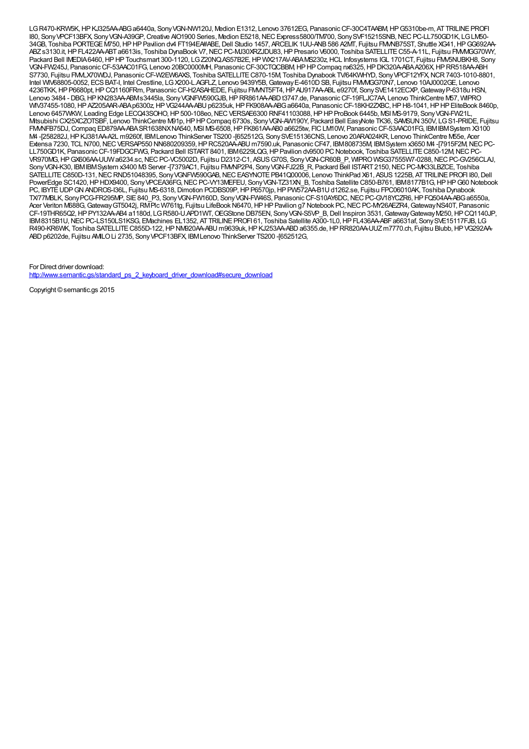LG R470-KRW5K, HP KJ325AA-ABG a6440a, Sony VGN-NW120J, Medion E1312, Lenovo 37612EG, Panasonic CF-30C4TAABM, HP G5310be-m, AT TRILINE PROFI I80, Sony VPCF13BFX, Sony VGN-A39GP, Creative AIO1900 Series, Medion E5218, NEC Express5800/TM700, Sony SVF15215SNB, NEC PC-LL750GD1K, LG LM50-34GB, Toshiba PORTEGE M750, HP HP Pavilion dv4 FT194EA#ABE, Dell Studio 1457, ARCELIK 1UU-ANB 586 A2MT, Fujitsu FMVNB75ST, Shuttle XG41, HP GG692AA-ABZ s3130.it, HP FL422AA-ABT a6613is, Toshiba DynaBook V7, NEC PC-MJ30XRZJDU83, HP Presario V6000, Toshiba SATELLITE C55-A-11L, Fujitsu FMMGG70WY, Packard Bell IMEDIA 6460, HP HP Touchsmart 300-1120, LG Z20NQ.AS57B2E, HP WX217AV-ABA MS230z, HCL Infosystems IGL 1701CT, Fujitsu FMV5NUBKH8, Sony VGN-FW245J, Panasonic CF-53AAC01FG, Lenovo 20BC0000MH, Panasonic CF-30CTQCBBM, HP HP Compaq nx6325, HP DK320A-ABA A206X, HP RR518AA-ABH S7730, Fujitsu FMVLX70WDJ, Panasonic CF-W2EW6AXS, Toshiba SATELLITE C870-15M, Toshiba Dynabook TV/64KWHYD, Sony VPCF12YFX, NCR 7403-1010-8801, Intel WIV68805-0052, ECS BAT-I, Intel Crestline, LG X200-L.AGFLZ, Lenovo 9439Y5B, Gateway E-4610D SB, Fujitsu FMVMGG70N7, Lenovo 10AJ0002GE, Lenovo 4236TKK, HP P6680pt, HP CQ1160FRm, Panasonic CF-H2ASAHEDE, Fujitsu FMVNT5FT4, HP AU917AA-ABL e9270f, Sony SVE1412ECXP, Gateway P-6318u HSN, Lenovo 3484 - DBG, HP KN283AA-ABM s3445la, Sony VGNFW590GJB, HP RR861AA-ABD t3747.de, Panasonic CF-19FLJC7AA, Lenovo ThinkCentre M57, WIPRO WIV37455-1080, HP AZ205AAR-ABA p6300z, HP VG244AA-ABU p6235uk, HP FK908AA-ABG a6640a, Panasonic CF-18KH2ZXBC, HP H8-1041, HP HP EliteBook 8460p, Lenovo 6457WKW, Leading Edge LECQ43SOHO, HP 500-108eo, NEC VERSAE6300 RNF41103088, HP HP ProBook 6445b, MSI MS-9179, Sony VGN-FW21L, Mitsubishi CX25XCZOTSBF, Lenovo ThinkCentre M91p, HP HP Compaq 6730s, Sony VGN-AW190Y, Packard Bell EasyNote TK36, SAMSUN 350V, LG S1-PRIDE, Fujitsu FMVNFB75DJ, Compaq ED879AA-ABA SR1638NX NA540, MSI MS-6508, HP FK861AA-AB0 a6625tw, FIC LM10W, Panasonic CF-53AAC01FG, IBM IBM System X3100 M4 -[258282J, HP KJ381AA-A2L m9260f, IBM Lenovo ThinkServer TS200 -[652512G, Sony SVE15136CNS, Lenovo 20ARA024KR, Lenovo ThinkCentre M55e, Acer Extensa 7230, TCL N700, NEC VERSAP550 NN680209359, HP RC520AA-ABU m7590.uk, Panasonic CF47, IBM 808735M, IBM System x3650 M4 -[7915F2M, NEC PC-LL750GD1K, Panasonic CF-19FDGCFWG, Packard Bell ISTART 8401, IBM 6229LQG, HP Pavilion dv9500 PC Notebook, Toshiba SATELLITE C850-12M, NEC PC-VR970MG, HP GX606AA-UUW a6234.sc, NEC PC-VC5002D, Fujitsu D2312-C1, ASUS G70S, Sony VGN-CR60B_P, WIPRO WSG37555W7-0288, NEC PC-GV256CLAJ, Sony VGN-K30, IBM IBM System x3400 M3 Server -[7379AC1, Fujitsu FMVNP2P4, Sony VGN-FJ22B_R, Packard Bell ISTART 2150, NEC PC-MK33LBZCE, Toshiba SATELLITE C850D-131, NEC RND51048395, Sony VGNFW590GAB, NEC EASYNOTE PB41Q00006, Lenovo ThinkPad X61, ASUS 1225B, AT TRILINE PROFI I80, Dell PowerEdge SC1420, HP HDX9400, Sony VPCEA36FG, NEC PC-VY13MEFEU, Sony VGN-TZ31XN_B, Toshiba Satellite C850-B761, IBM 8177B1G, HP HP G60 Notebook PC, IBYTE UDP GN ANDROS-I36L, Fujitsu MS-6318, Dimotion PCDBS09P, HP P6570jp, HP PW572AA-B1U d1262.se, Fujitsu FPC06010AK, Toshiba Dynabook TX/77MBLK, Sony PCG-FR295MP, SIE 840_P3, Sony VGN-FW160D, Sony VGN-FW46S, Panasonic CF-S10AY6DC, NEC PC-GV18YCZR6, HP FQ504AA-ABG a6550a, Acer Veriton M688G, Gateway GT5042j, RM Plc W761tg, Fujitsu LifeBook N6470, HP HP Pavilion g7 Notebook PC, NEC PC-MY26AEZR4, Gateway NS40T, Panasonic CF-19THR65Q2, HP PY132AA-AB4 a1180d, LG R580-U.APD1WT, OEGStone DB75EN, Sony VGN-S5VP_B, Dell Inspiron 3531, Gateway Gateway M250, HP CQ1140JP, IBM 8315B1U, NEC PC-LS150LS1KSG, EMachines EL1352, AT TRILINE PROFI 61, Toshiba Satellite A300-1L0, HP FL436AA-ABF a6631af, Sony SVE15117FJB, LG R490-KR6WK, Toshiba SATELLITE C855D-122, HP NM920AA-ABU m9639uk, HP KJ253AA-ABD a6355.de, HP RR820AA-UUZ m7770.ch, Fujitsu Blubb, HP VG292AA-ABD p6202de, Fujitsu AMILO Li 2735, Sony VPCF13BFX, IBM Lenovo ThinkServer TS200 -[652512G,

For Direct driver download:
http://www.semantic.gs/standard_ps_2_keyboard_driver_download#secure_download

Copyright © semantic.gs 2015